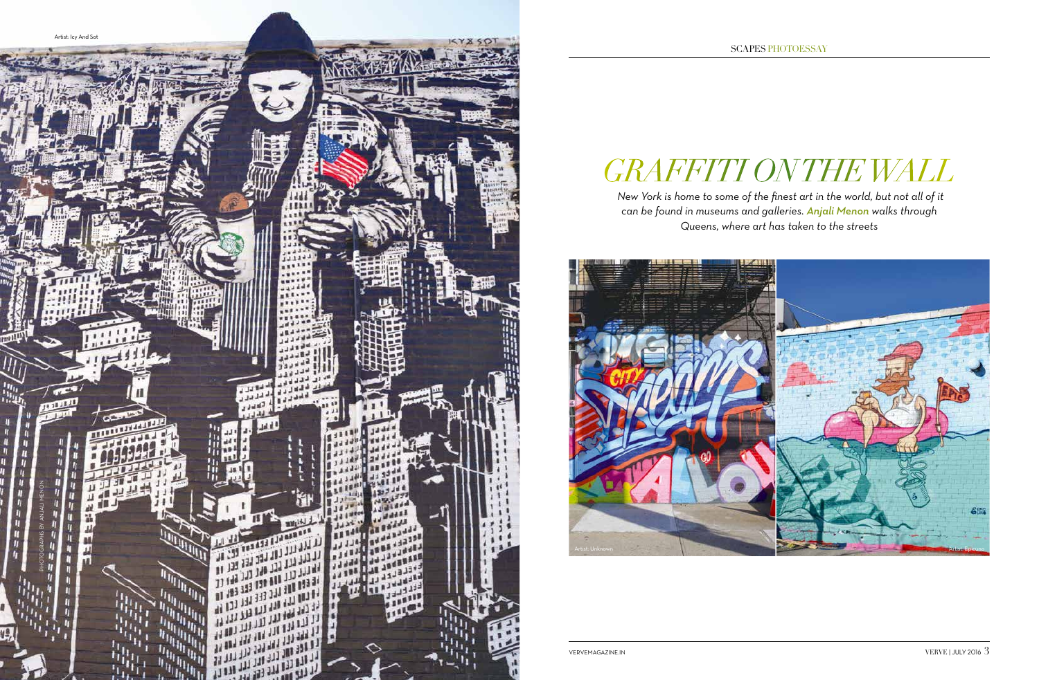Artist: Icy And Sot

PHOTOGRAPHS BY ANJALI MENON

# *GRAFFITI ON THE WALL*

*New York is home to some of the finest art in the world, but not all of it can be found in museums and galleries. **Anjali Menon** walks through Queens, where art has taken to the streets*

Artist: Unknown

Artist: Epicuro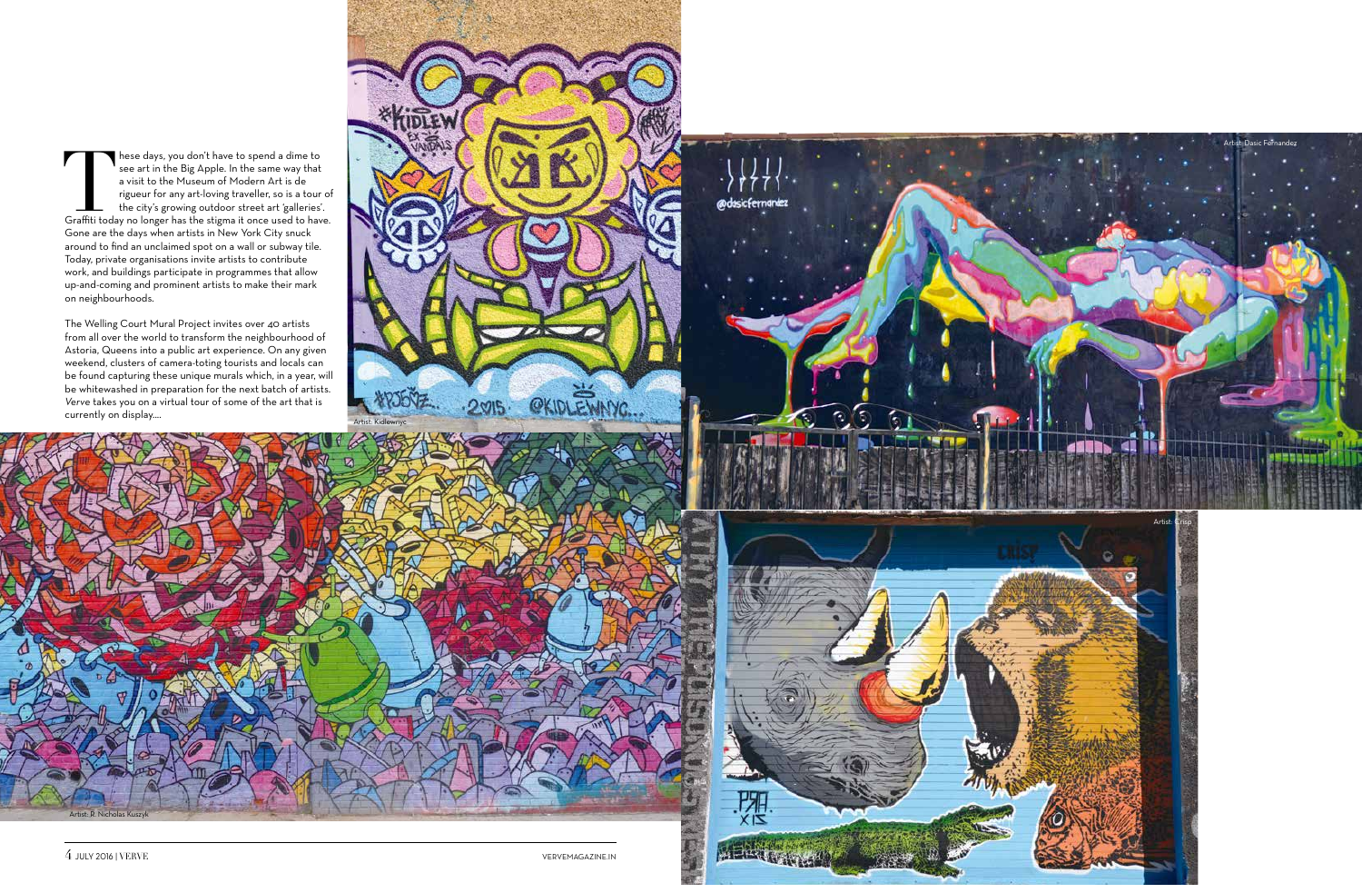These days, you don't have to spend a dime to see art in the Big Apple. In the same way that a visit to the Museum of Modern Art is de rigueur for any art-loving traveller, so is a tour of the city's growing outdoor street art 'galleries'. Graffiti today no longer has the stigma it once used to have. Gone are the days when artists in New York City snuck around to find an unclaimed spot on a wall or subway tile. Today, private organisations invite artists to contribute work, and buildings participate in programmes that allow up-and-coming and prominent artists to make their mark on neighbourhoods.

The Welling Court Mural Project invites over 40 artists from all over the world to transform the neighbourhood of Astoria, Queens into a public art experience. On any given weekend, clusters of camera-toting tourists and locals can be found capturing these unique murals which, in a year, will be whitewashed in preparation for the next batch of artists. *Verve* takes you on a virtual tour of some of the art that is currently on display....

Artist: Kidlewnyc

Artist: Dasic Fernandez

Artist: R. Nicholas Kuszyk

Artist: Crisp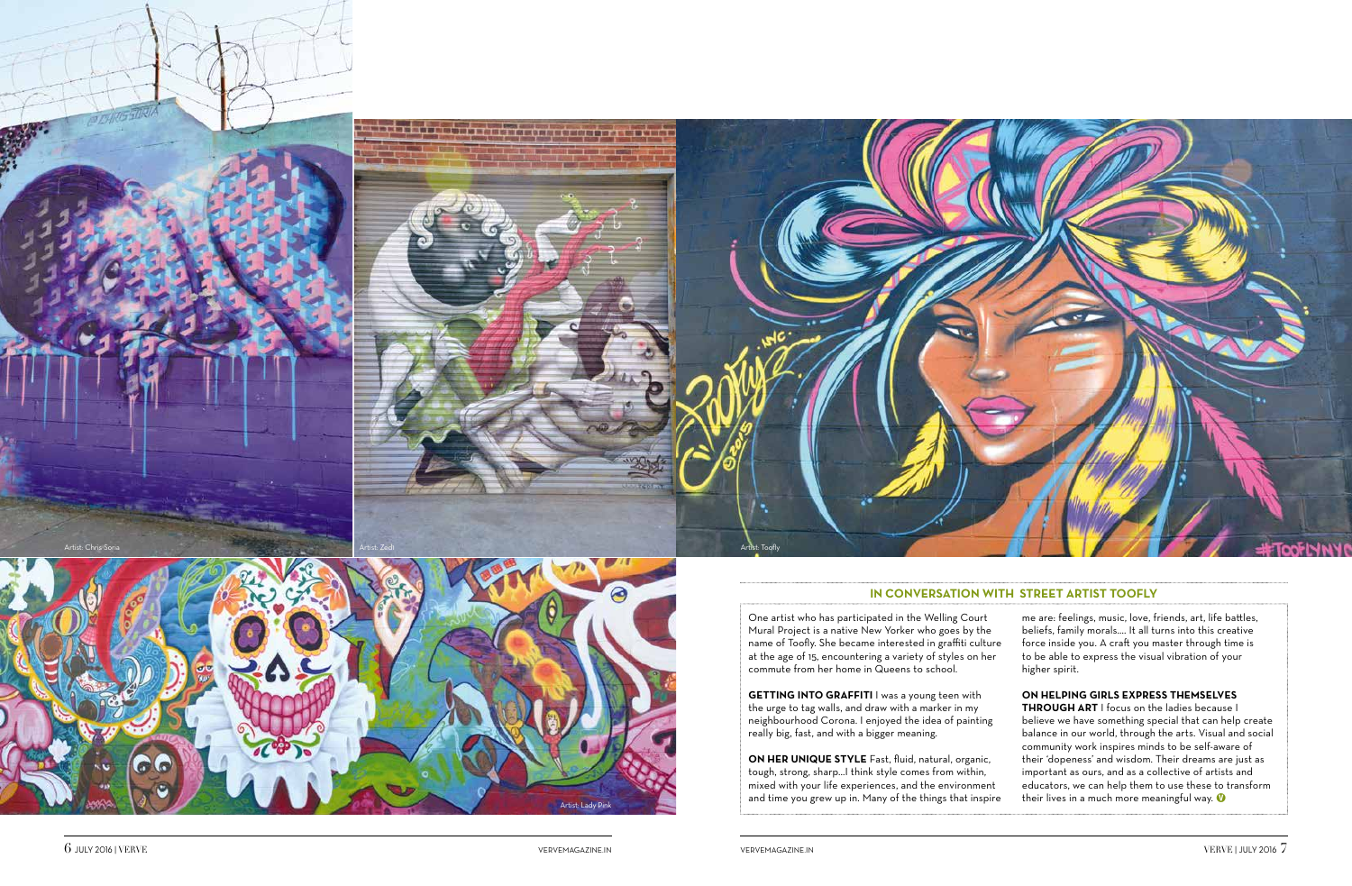Artist: Chris Soria

Artist: Zedi

Artist: Toofly

Artist: Lady Pink

## IN CONVERSATION WITH STREET ARTIST TOOFLY

One artist who has participated in the Welling Court Mural Project is a native New Yorker who goes by the name of Toofly. She became interested in graffiti culture at the age of 15, encountering a variety of styles on her commute from her home in Queens to school.

**GETTING INTO GRAFFITI** I was a young teen with the urge to tag walls, and draw with a marker in my neighbourhood Corona. I enjoyed the idea of painting really big, fast, and with a bigger meaning.

**ON HER UNIQUE STYLE** Fast, fluid, natural, organic, tough, strong, sharp...I think style comes from within, mixed with your life experiences, and the environment and time you grew up in. Many of the things that inspire me are: feelings, music, love, friends, art, life battles, beliefs, family morals.... It all turns into this creative force inside you. A craft you master through time is to be able to express the visual vibration of your higher spirit.

**ON HELPING GIRLS EXPRESS THEMSELVES THROUGH ART** I focus on the ladies because I believe we have something special that can help create balance in our world, through the arts. Visual and social community work inspires minds to be self-aware of their 'dopeness' and wisdom. Their dreams are just as important as ours, and as a collective of artists and educators, we can help them to use these to transform their lives in a much more meaningful way.